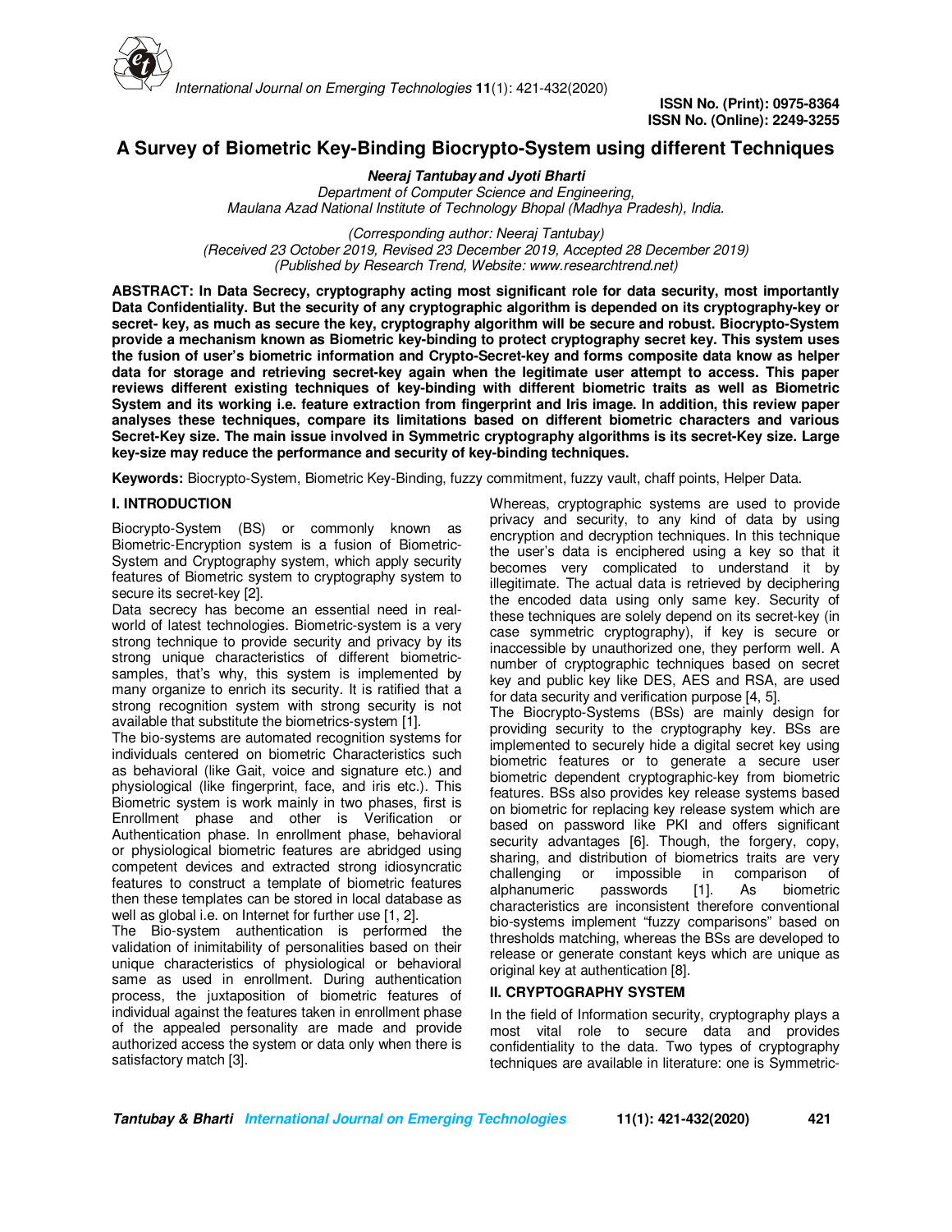# A Survey of Biometric Key-Binding Biocrypto-System using different Techniques

***Neeraj Tantubay and Jyoti Bharti***

*Department of Computer Science and Engineering,*
*Maulana Azad National Institute of Technology Bhopal (Madhya Pradesh), India.*

*(Corresponding author: Neeraj Tantubay)*
*(Received 23 October 2019, Revised 23 December 2019, Accepted 28 December 2019)*
*(Published by Research Trend, Website: www.researchtrend.net)*

**ABSTRACT: In Data Secrecy, cryptography acting most significant role for data security, most importantly Data Confidentiality. But the security of any cryptographic algorithm is depended on its cryptography-key or secret- key, as much as secure the key, cryptography algorithm will be secure and robust. Biocrypto-System provide a mechanism known as Biometric key-binding to protect cryptography secret key. This system uses the fusion of user's biometric information and Crypto-Secret-key and forms composite data know as helper data for storage and retrieving secret-key again when the legitimate user attempt to access. This paper reviews different existing techniques of key-binding with different biometric traits as well as Biometric System and its working i.e. feature extraction from fingerprint and Iris image. In addition, this review paper analyses these techniques, compare its limitations based on different biometric characters and various Secret-Key size. The main issue involved in Symmetric cryptography algorithms is its secret-Key size. Large key-size may reduce the performance and security of key-binding techniques.**

**Keywords:** Biocrypto-System, Biometric Key-Binding, fuzzy commitment, fuzzy vault, chaff points, Helper Data.

## I. INTRODUCTION

Biocrypto-System (BS) or commonly known as Biometric-Encryption system is a fusion of Biometric-System and Cryptography system, which apply security features of Biometric system to cryptography system to secure its secret-key [2].

Data secrecy has become an essential need in real-world of latest technologies. Biometric-system is a very strong technique to provide security and privacy by its strong unique characteristics of different biometric-samples, that's why, this system is implemented by many organize to enrich its security. It is ratified that a strong recognition system with strong security is not available that substitute the biometrics-system [1].

The bio-systems are automated recognition systems for individuals centered on biometric Characteristics such as behavioral (like Gait, voice and signature etc.) and physiological (like fingerprint, face, and iris etc.). This Biometric system is work mainly in two phases, first is Enrollment phase and other is Verification or Authentication phase. In enrollment phase, behavioral or physiological biometric features are abridged using competent devices and extracted strong idiosyncratic features to construct a template of biometric features then these templates can be stored in local database as well as global i.e. on Internet for further use [1, 2].

The Bio-system authentication is performed the validation of inimitability of personalities based on their unique characteristics of physiological or behavioral same as used in enrollment. During authentication process, the juxtaposition of biometric features of individual against the features taken in enrollment phase of the appealed personality are made and provide authorized access the system or data only when there is satisfactory match [3].

Whereas, cryptographic systems are used to provide privacy and security, to any kind of data by using encryption and decryption techniques. In this technique the user's data is enciphered using a key so that it becomes very complicated to understand it by illegitimate. The actual data is retrieved by deciphering the encoded data using only same key. Security of these techniques are solely depend on its secret-key (in case symmetric cryptography), if key is secure or inaccessible by unauthorized one, they perform well. A number of cryptographic techniques based on secret key and public key like DES, AES and RSA, are used for data security and verification purpose [4, 5].

The Biocrypto-Systems (BSs) are mainly design for providing security to the cryptography key. BSs are implemented to securely hide a digital secret key using biometric features or to generate a secure user biometric dependent cryptographic-key from biometric features. BSs also provides key release systems based on biometric for replacing key release system which are based on password like PKI and offers significant security advantages [6]. Though, the forgery, copy, sharing, and distribution of biometrics traits are very challenging or impossible in comparison of alphanumeric passwords [1]. As biometric characteristics are inconsistent therefore conventional bio-systems implement "fuzzy comparisons" based on thresholds matching, whereas the BSs are developed to release or generate constant keys which are unique as original key at authentication [8].

## II. CRYPTOGRAPHY SYSTEM

In the field of Information security, cryptography plays a most vital role to secure data and provides confidentiality to the data. Two types of cryptography techniques are available in literature: one is Symmetric-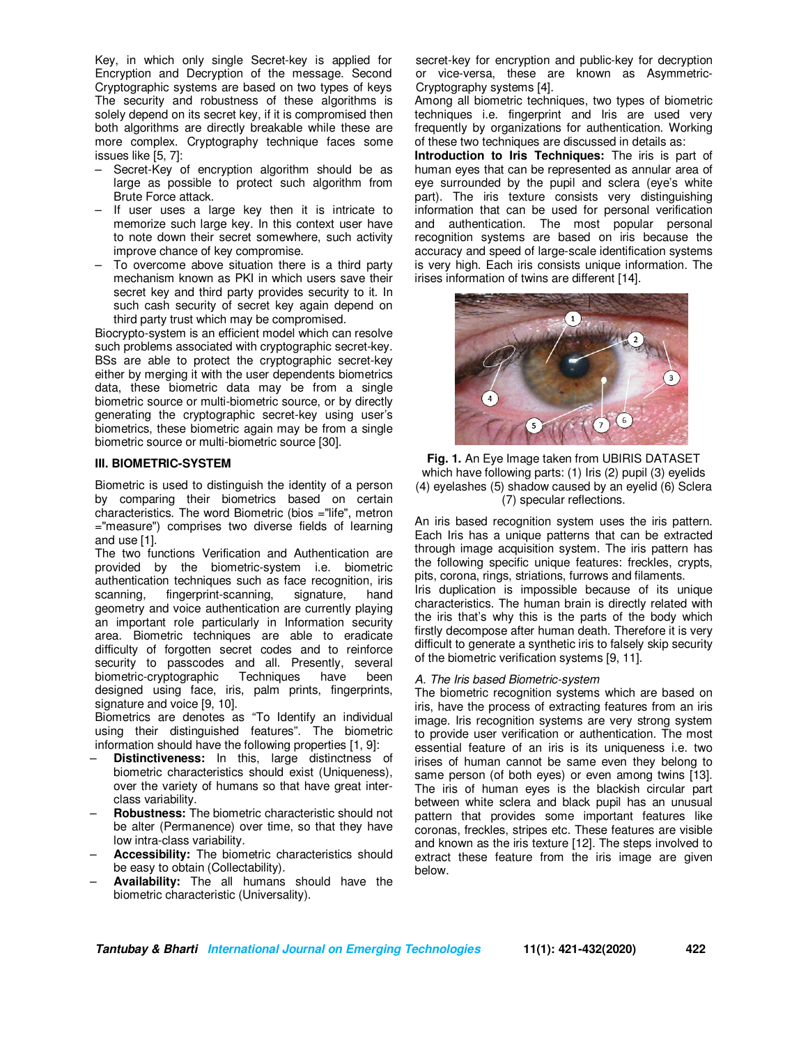Key, in which only single Secret-key is applied for Encryption and Decryption of the message. Second Cryptographic systems are based on two types of keys The security and robustness of these algorithms is solely depend on its secret key, if it is compromised then both algorithms are directly breakable while these are more complex. Cryptography technique faces some issues like [5, 7]:

- Secret-Key of encryption algorithm should be as large as possible to protect such algorithm from Brute Force attack.
- If user uses a large key then it is intricate to memorize such large key. In this context user have to note down their secret somewhere, such activity improve chance of key compromise.
- To overcome above situation there is a third party mechanism known as PKI in which users save their secret key and third party provides security to it. In such cash security of secret key again depend on third party trust which may be compromised.

Biocrypto-system is an efficient model which can resolve such problems associated with cryptographic secret-key. BSs are able to protect the cryptographic secret-key either by merging it with the user dependents biometrics data, these biometric data may be from a single biometric source or multi-biometric source, or by directly generating the cryptographic secret-key using user's biometrics, these biometric again may be from a single biometric source or multi-biometric source [30].

## III. BIOMETRIC-SYSTEM

Biometric is used to distinguish the identity of a person by comparing their biometrics based on certain characteristics. The word Biometric (bios ="life", metron ="measure") comprises two diverse fields of learning and use [1].

The two functions Verification and Authentication are provided by the biometric-system i.e. biometric authentication techniques such as face recognition, iris scanning, fingerprint-scanning, signature, hand geometry and voice authentication are currently playing an important role particularly in Information security area. Biometric techniques are able to eradicate difficulty of forgotten secret codes and to reinforce security to passcodes and all. Presently, several biometric-cryptographic Techniques have been designed using face, iris, palm prints, fingerprints, signature and voice [9, 10].

Biometrics are denotes as "To Identify an individual using their distinguished features". The biometric information should have the following properties [1, 9]:

- **Distinctiveness:** In this, large distinctness of biometric characteristics should exist (Uniqueness), over the variety of humans so that have great inter-class variability.
- **Robustness:** The biometric characteristic should not be alter (Permanence) over time, so that they have low intra-class variability.
- **Accessibility:** The biometric characteristics should be easy to obtain (Collectability).
- **Availability:** The all humans should have the biometric characteristic (Universality).

secret-key for encryption and public-key for decryption or vice-versa, these are known as Asymmetric-Cryptography systems [4].

Among all biometric techniques, two types of biometric techniques i.e. fingerprint and Iris are used very frequently by organizations for authentication. Working of these two techniques are discussed in details as:

**Introduction to Iris Techniques:** The iris is part of human eyes that can be represented as annular area of eye surrounded by the pupil and sclera (eye's white part). The iris texture consists very distinguishing information that can be used for personal verification and authentication. The most popular personal recognition systems are based on iris because the accuracy and speed of large-scale identification systems is very high. Each iris consists unique information. The irises information of twins are different [14].

**Fig. 1.** An Eye Image taken from UBIRIS DATASET which have following parts: (1) Iris (2) pupil (3) eyelids (4) eyelashes (5) shadow caused by an eyelid (6) Sclera (7) specular reflections.

An iris based recognition system uses the iris pattern. Each Iris has a unique patterns that can be extracted through image acquisition system. The iris pattern has the following specific unique features: freckles, crypts, pits, corona, rings, striations, furrows and filaments.

Iris duplication is impossible because of its unique characteristics. The human brain is directly related with the iris that's why this is the parts of the body which firstly decompose after human death. Therefore it is very difficult to generate a synthetic iris to falsely skip security of the biometric verification systems [9, 11].

### *A. The Iris based Biometric-system*

The biometric recognition systems which are based on iris, have the process of extracting features from an iris image. Iris recognition systems are very strong system to provide user verification or authentication. The most essential feature of an iris is its uniqueness i.e. two irises of human cannot be same even they belong to same person (of both eyes) or even among twins [13]. The iris of human eyes is the blackish circular part between white sclera and black pupil has an unusual pattern that provides some important features like coronas, freckles, stripes etc. These features are visible and known as the iris texture [12]. The steps involved to extract these feature from the iris image are given below.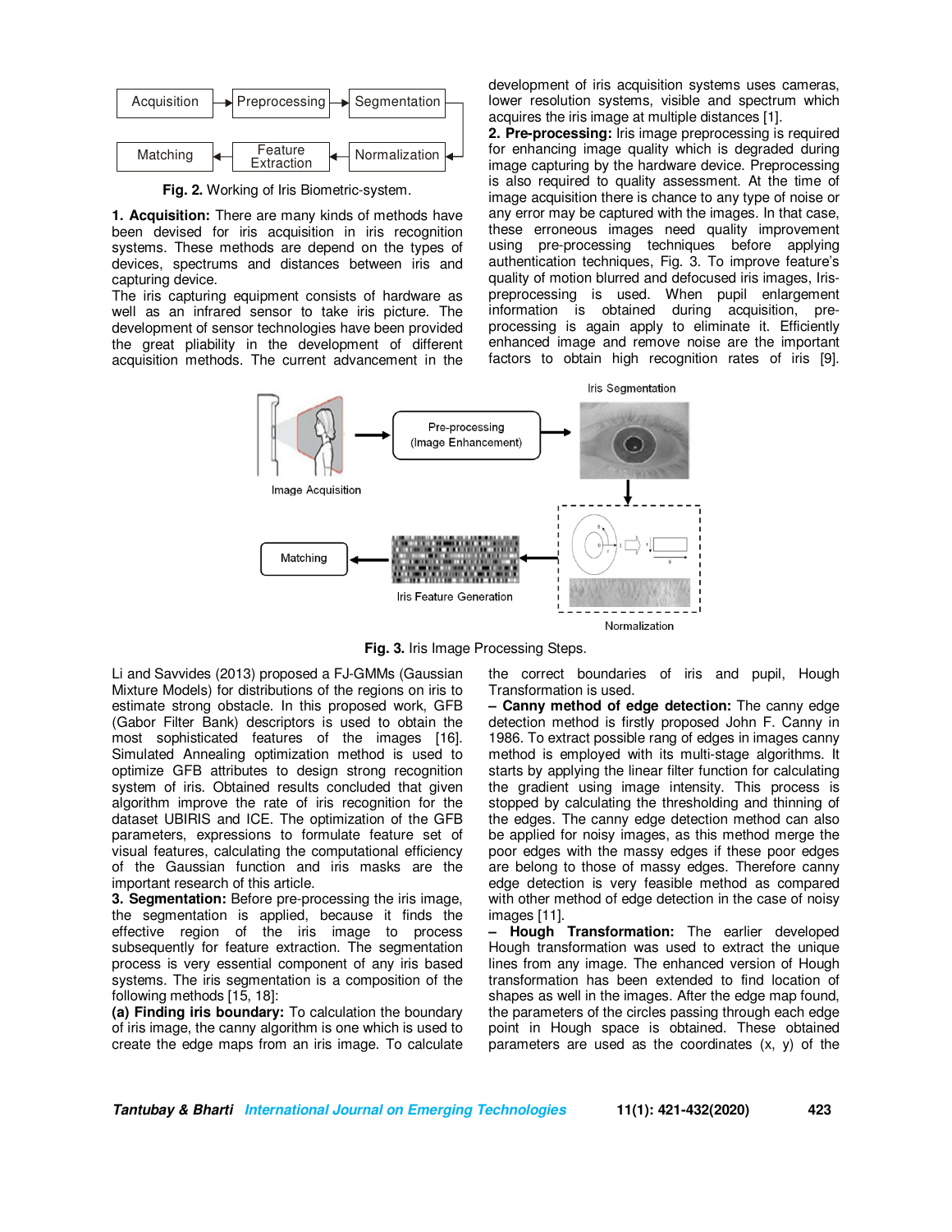Fig. 2. Working of Iris Biometric-system.

**1. Acquisition:** There are many kinds of methods have been devised for iris acquisition in iris recognition systems. These methods are depend on the types of devices, spectrums and distances between iris and capturing device.

The iris capturing equipment consists of hardware as well as an infrared sensor to take iris picture. The development of sensor technologies have been provided the great pliability in the development of different acquisition methods. The current advancement in the development of iris acquisition systems uses cameras, lower resolution systems, visible and spectrum which acquires the iris image at multiple distances [1].

**2. Pre-processing:** Iris image preprocessing is required for enhancing image quality which is degraded during image capturing by the hardware device. Preprocessing is also required to quality assessment. At the time of image acquisition there is chance to any type of noise or any error may be captured with the images. In that case, these erroneous images need quality improvement using pre-processing techniques before applying authentication techniques, Fig. 3. To improve feature's quality of motion blurred and defocused iris images, Iris-preprocessing is used. When pupil enlargement information is obtained during acquisition, pre-processing is again apply to eliminate it. Efficiently enhanced image and remove noise are the important factors to obtain high recognition rates of iris [9].

Fig. 3. Iris Image Processing Steps.

Li and Savvides (2013) proposed a FJ-GMMs (Gaussian Mixture Models) for distributions of the regions on iris to estimate strong obstacle. In this proposed work, GFB (Gabor Filter Bank) descriptors is used to obtain the most sophisticated features of the images [16]. Simulated Annealing optimization method is used to optimize GFB attributes to design strong recognition system of iris. Obtained results concluded that given algorithm improve the rate of iris recognition for the dataset UBIRIS and ICE. The optimization of the GFB parameters, expressions to formulate feature set of visual features, calculating the computational efficiency of the Gaussian function and iris masks are the important research of this article.

**3. Segmentation:** Before pre-processing the iris image, the segmentation is applied, because it finds the effective region of the iris image to process subsequently for feature extraction. The segmentation process is very essential component of any iris based systems. The iris segmentation is a composition of the following methods [15, 18]:

**(a) Finding iris boundary:** To calculation the boundary of iris image, the canny algorithm is one which is used to create the edge maps from an iris image. To calculate the correct boundaries of iris and pupil, Hough Transformation is used.

**– Canny method of edge detection:** The canny edge detection method is firstly proposed John F. Canny in 1986. To extract possible rang of edges in images canny method is employed with its multi-stage algorithms. It starts by applying the linear filter function for calculating the gradient using image intensity. This process is stopped by calculating the thresholding and thinning of the edges. The canny edge detection method can also be applied for noisy images, as this method merge the poor edges with the massy edges if these poor edges are belong to those of massy edges. Therefore canny edge detection is very feasible method as compared with other method of edge detection in the case of noisy images [11].

**– Hough Transformation:** The earlier developed Hough transformation was used to extract the unique lines from any image. The enhanced version of Hough transformation has been extended to find location of shapes as well in the images. After the edge map found, the parameters of the circles passing through each edge point in Hough space is obtained. These obtained parameters are used as the coordinates (x, y) of the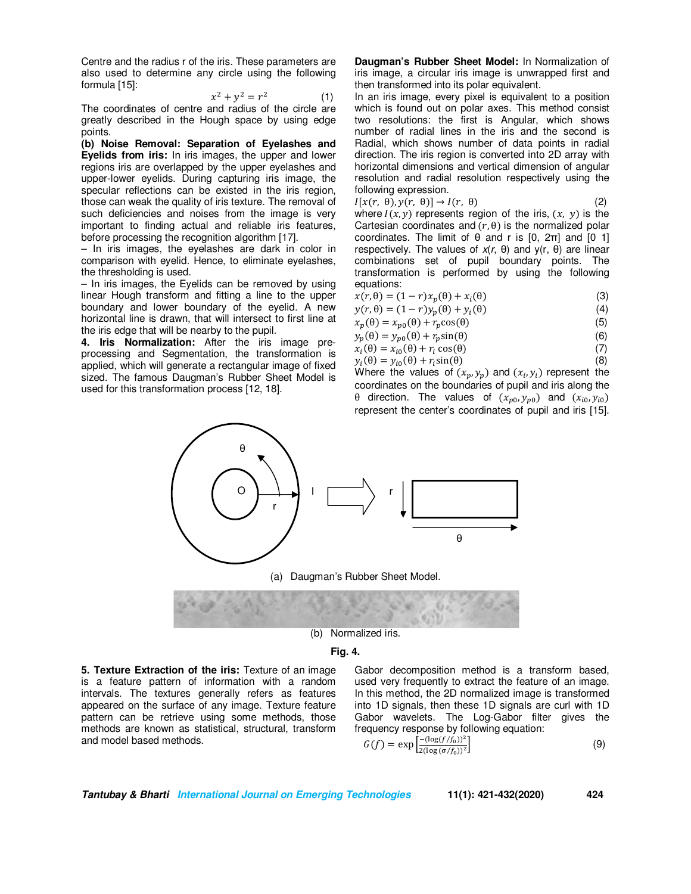Centre and the radius r of the iris. These parameters are also used to determine any circle using the following formula [15]:

$$x^2 + y^2 = r^2 \quad (1)$$

The coordinates of centre and radius of the circle are greatly described in the Hough space by using edge points.

**(b) Noise Removal: Separation of Eyelashes and Eyelids from iris:** In iris images, the upper and lower regions iris are overlapped by the upper eyelashes and upper-lower eyelids. During capturing iris image, the specular reflections can be existed in the iris region, those can weak the quality of iris texture. The removal of such deficiencies and noises from the image is very important to finding actual and reliable iris features, before processing the recognition algorithm [17].

– In iris images, the eyelashes are dark in color in comparison with eyelid. Hence, to eliminate eyelashes, the thresholding is used.

– In iris images, the Eyelids can be removed by using linear Hough transform and fitting a line to the upper boundary and lower boundary of the eyelid. A new horizontal line is drawn, that will intersect to first line at the iris edge that will be nearby to the pupil.

**4. Iris Normalization:** After the iris image pre-processing and Segmentation, the transformation is applied, which will generate a rectangular image of fixed sized. The famous Daugman's Rubber Sheet Model is used for this transformation process [12, 18].

**Daugman's Rubber Sheet Model:** In Normalization of iris image, a circular iris image is unwrapped first and then transformed into its polar equivalent.

In an iris image, every pixel is equivalent to a position which is found out on polar axes. This method consist two resolutions: the first is Angular, which shows number of radial lines in the iris and the second is Radial, which shows number of data points in radial direction. The iris region is converted into 2D array with horizontal dimensions and vertical dimension of angular resolution and radial resolution respectively using the following expression.

$$I[x(r,\ \theta), y(r,\ \theta)] \rightarrow I(r,\ \theta) \quad (2)$$

where $I(x, y)$ represents region of the iris, $(x,\ y)$ is the Cartesian coordinates and $(r, \theta)$ is the normalized polar coordinates. The limit of θ and r is [0, 2π] and [0 1] respectively. The values of $x(r,\ \theta)$ and $y(r,\ \theta)$ are linear combinations set of pupil boundary points. The transformation is performed by using the following equations:

$$x(r, \theta) = (1 - r)x_p(\theta) + x_i(\theta) \quad (3)$$

$$y(r, \theta) = (1 - r)y_p(\theta) + y_i(\theta) \quad (4)$$

$$x_p(\theta) = x_{p0}(\theta) + r_p \cos(\theta) \quad (5)$$

$$y_p(\theta) = y_{p0}(\theta) + r_p \sin(\theta) \quad (6)$$

$$x_i(\theta) = x_{i0}(\theta) + r_i \cos(\theta) \quad (7)$$

$$y_i(\theta) = y_{i0}(\theta) + r_i \sin(\theta) \quad (8)$$

Where the values of $(x_p, y_p)$ and $(x_i, y_i)$ represent the coordinates on the boundaries of pupil and iris along the θ direction. The values of $(x_{p0}, y_{p0})$ and $(x_{i0}, y_{i0})$ represent the center's coordinates of pupil and iris [15].

(a) Daugman's Rubber Sheet Model.

(b) Normalized iris.

**Fig. 4.**

**5. Texture Extraction of the iris:** Texture of an image is a feature pattern of information with a random intervals. The textures generally refers as features appeared on the surface of any image. Texture feature pattern can be retrieve using some methods, those methods are known as statistical, structural, transform and model based methods.

Gabor decomposition method is a transform based, used very frequently to extract the feature of an image. In this method, the 2D normalized image is transformed into 1D signals, then these 1D signals are curl with 1D Gabor wavelets. The Log-Gabor filter gives the frequency response by following equation:

$$G(f) = \exp\left[\frac{-(\log(f/f_0))^2}{2(\log(\sigma/f_0))^2}\right] \quad (9)$$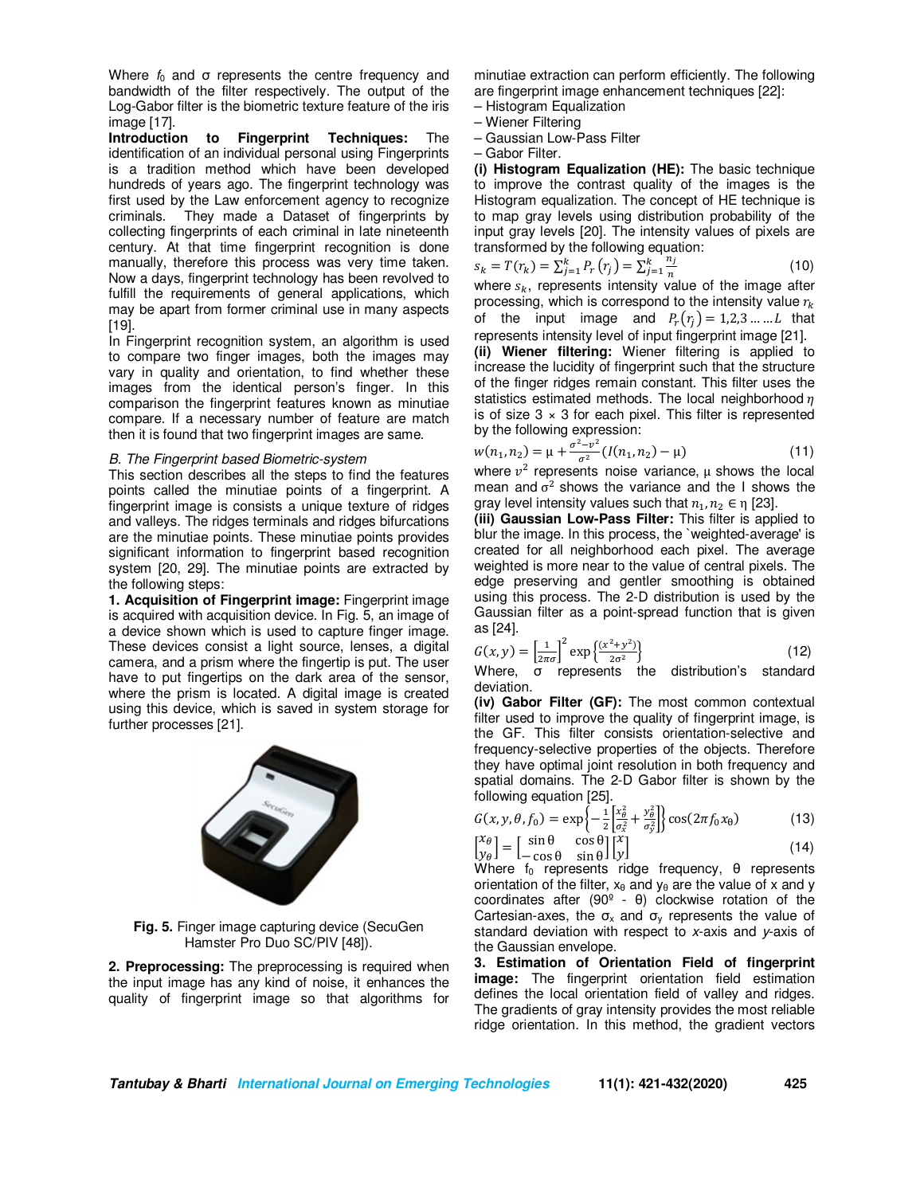Where $f_0$ and σ represents the centre frequency and bandwidth of the filter respectively. The output of the Log-Gabor filter is the biometric texture feature of the iris image [17].

**Introduction to Fingerprint Techniques:** The identification of an individual personal using Fingerprints is a tradition method which have been developed hundreds of years ago. The fingerprint technology was first used by the Law enforcement agency to recognize criminals. They made a Dataset of fingerprints by collecting fingerprints of each criminal in late nineteenth century. At that time fingerprint recognition is done manually, therefore this process was very time taken. Now a days, fingerprint technology has been revolved to fulfill the requirements of general applications, which may be apart from former criminal use in many aspects [19].

In Fingerprint recognition system, an algorithm is used to compare two finger images, both the images may vary in quality and orientation, to find whether these images from the identical person's finger. In this comparison the fingerprint features known as minutiae compare. If a necessary number of feature are match then it is found that two fingerprint images are same.

*B. The Fingerprint based Biometric-system*

This section describes all the steps to find the features points called the minutiae points of a fingerprint. A fingerprint image is consists a unique texture of ridges and valleys. The ridges terminals and ridges bifurcations are the minutiae points. These minutiae points provides significant information to fingerprint based recognition system [20, 29]. The minutiae points are extracted by the following steps:

**1. Acquisition of Fingerprint image:** Fingerprint image is acquired with acquisition device. In Fig. 5, an image of a device shown which is used to capture finger image. These devices consist a light source, lenses, a digital camera, and a prism where the fingertip is put. The user have to put fingertips on the dark area of the sensor, where the prism is located. A digital image is created using this device, which is saved in system storage for further processes [21].

**Fig. 5.** Finger image capturing device (SecuGen Hamster Pro Duo SC/PIV [48]).

**2. Preprocessing:** The preprocessing is required when the input image has any kind of noise, it enhances the quality of fingerprint image so that algorithms for minutiae extraction can perform efficiently. The following are fingerprint image enhancement techniques [22]:

– Histogram Equalization
– Wiener Filtering
– Gaussian Low-Pass Filter
– Gabor Filter.

**(i) Histogram Equalization (HE):** The basic technique to improve the contrast quality of the images is the Histogram equalization. The concept of HE technique is to map gray levels using distribution probability of the input gray levels [20]. The intensity values of pixels are transformed by the following equation:

$$s_k = T(r_k) = \sum_{j=1}^{k} P_r(r_j) = \sum_{j=1}^{k} \frac{n_j}{n} \quad (10)$$

where $s_k$, represents intensity value of the image after processing, which is correspond to the intensity value $r_k$ of the input image and $P_r(r_j) = 1,2,3 \ldots\ldots L$ that represents intensity level of input fingerprint image [21].

**(ii) Wiener filtering:** Wiener filtering is applied to increase the lucidity of fingerprint such that the structure of the finger ridges remain constant. This filter uses the statistics estimated methods. The local neighborhood $\eta$ is of size 3 × 3 for each pixel. This filter is represented by the following expression:

$$w(n_1, n_2) = \mu + \frac{\sigma^2 - v^2}{\sigma^2}(I(n_1, n_2) - \mu) \quad (11)$$

where $v^2$ represents noise variance, μ shows the local mean and $\sigma^2$ shows the variance and the I shows the gray level intensity values such that $n_1, n_2 \in \eta$ [23].

**(iii) Gaussian Low-Pass Filter:** This filter is applied to blur the image. In this process, the 'weighted-average' is created for all neighborhood each pixel. The average weighted is more near to the value of central pixels. The edge preserving and gentler smoothing is obtained using this process. The 2-D distribution is used by the Gaussian filter as a point-spread function that is given as [24].

$$G(x, y) = \left[\frac{1}{2\pi\sigma}\right]^2 \exp\left\{\frac{(x^2 + y^2)}{2\sigma^2}\right\} \quad (12)$$

Where, σ represents the distribution's standard deviation.

**(iv) Gabor Filter (GF):** The most common contextual filter used to improve the quality of fingerprint image, is the GF. This filter consists orientation-selective and frequency-selective properties of the objects. Therefore they have optimal joint resolution in both frequency and spatial domains. The 2-D Gabor filter is shown by the following equation [25].

$$G(x, y, \theta, f_0) = \exp\left\{-\frac{1}{2}\left[\frac{x_\theta^2}{\sigma_x^2} + \frac{y_\theta^2}{\sigma_y^2}\right]\right\} \cos(2\pi f_0 x_\theta) \quad (13)$$

$$\begin{bmatrix} x_\theta \\ y_\theta \end{bmatrix} = \begin{bmatrix} \sin\theta & \cos\theta \\ -\cos\theta & \sin\theta \end{bmatrix} \begin{bmatrix} x \\ y \end{bmatrix} \quad (14)$$

Where $f_0$ represents ridge frequency, θ represents orientation of the filter, $x_\theta$ and $y_\theta$ are the value of x and y coordinates after (90º - θ) clockwise rotation of the Cartesian-axes, the $\sigma_x$ and $\sigma_y$ represents the value of standard deviation with respect to *x*-axis and *y*-axis of the Gaussian envelope.

**3. Estimation of Orientation Field of fingerprint image:** The fingerprint orientation field estimation defines the local orientation field of valley and ridges. The gradients of gray intensity provides the most reliable ridge orientation. In this method, the gradient vectors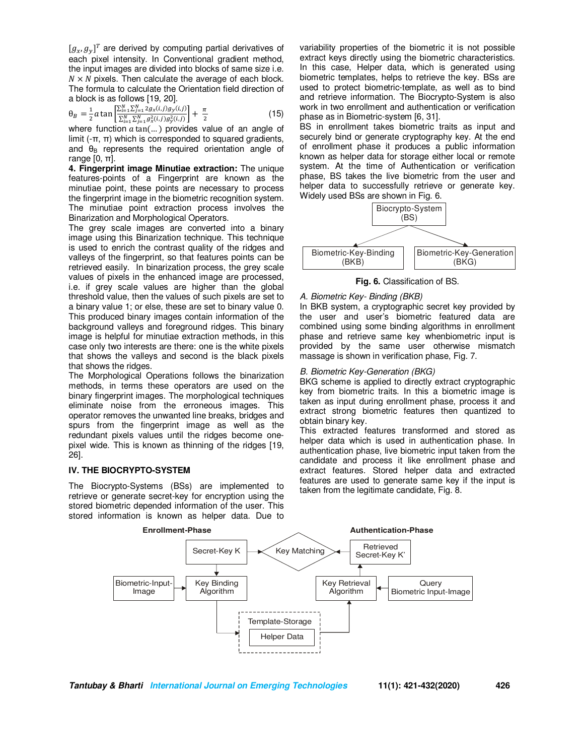$[g_x, g_y]^T$ are derived by computing partial derivatives of each pixel intensity. In Conventional gradient method, the input images are divided into blocks of same size i.e. $N \times N$ pixels. Then calculate the average of each block. The formula to calculate the Orientation field direction of a block is as follows [19, 20].

$$\theta_B = \frac{1}{2} a \tan\left[\frac{\sum_{i=1}^{N}\sum_{j=1}^{N} 2g_x(i,j)g_y(i,j)}{\sum_{i=1}^{N}\sum_{j=1}^{N} g_x^2(i,j)g_y^2(i,j)}\right] + \frac{\pi}{2} \quad (15)$$

where function $a\tan(\ldots)$ provides value of an angle of limit (-π, π) which is corresponded to squared gradients, and $\theta_B$ represents the required orientation angle of range [0, π].

**4. Fingerprint image Minutiae extraction:** The unique features-points of a Fingerprint are known as the minutiae point, these points are necessary to process the fingerprint image in the biometric recognition system. The minutiae point extraction process involves the Binarization and Morphological Operators.

The grey scale images are converted into a binary image using this Binarization technique. This technique is used to enrich the contrast quality of the ridges and valleys of the fingerprint, so that features points can be retrieved easily. In binarization process, the grey scale values of pixels in the enhanced image are processed, i.e. if grey scale values are higher than the global threshold value, then the values of such pixels are set to a binary value 1; or else, these are set to binary value 0. This produced binary images contain information of the background valleys and foreground ridges. This binary image is helpful for minutiae extraction methods, in this case only two interests are there: one is the white pixels that shows the valleys and second is the black pixels that shows the ridges.

The Morphological Operations follows the binarization methods, in terms these operators are used on the binary fingerprint images. The morphological techniques eliminate noise from the erroneous images. This operator removes the unwanted line breaks, bridges and spurs from the fingerprint image as well as the redundant pixels values until the ridges become one-pixel wide. This is known as thinning of the ridges [19, 26].

## IV. THE BIOCRYPTO-SYSTEM

The Biocrypto-Systems (BSs) are implemented to retrieve or generate secret-key for encryption using the stored biometric depended information of the user. This stored information is known as helper data. Due to variability properties of the biometric it is not possible extract keys directly using the biometric characteristics. In this case, Helper data, which is generated using biometric templates, helps to retrieve the key. BSs are used to protect biometric-template, as well as to bind and retrieve information. The Biocrypto-System is also work in two enrollment and authentication or verification phase as in Biometric-system [6, 31].

BS in enrollment takes biometric traits as input and securely bind or generate cryptography key. At the end of enrollment phase it produces a public information known as helper data for storage either local or remote system. At the time of Authentication or verification phase, BS takes the live biometric from the user and helper data to successfully retrieve or generate key. Widely used BSs are shown in Fig. 6.

```
                Biocrypto-System
                      (BS)
                 /            \
Biometric-Key-Binding    Biometric-Key-Generation
       (BKB)                     (BKG)
```

**Fig. 6.** Classification of BS.

### *A. Biometric Key- Binding (BKB)*

In BKB system, a cryptographic secret key provided by the user and user's biometric featured data are combined using some binding algorithms in enrollment phase and retrieve same key whenbiometric input is provided by the same user otherwise mismatch massage is shown in verification phase, Fig. 7.

### *B. Biometric Key-Generation (BKG)*

BKG scheme is applied to directly extract cryptographic key from biometric traits. In this a biometric image is taken as input during enrollment phase, process it and extract strong biometric features then quantized to obtain binary key.

This extracted features transformed and stored as helper data which is used in authentication phase. In authentication phase, live biometric input taken from the candidate and process it like enrollment phase and extract features. Stored helper data and extracted features are used to generate same key if the input is taken from the legitimate candidate, Fig. 8.

```
Enrollment-Phase                                   Authentication-Phase

                 Secret-Key K  --->  <Key Matching>  <---  Retrieved Secret-Key K'
                      |                                          ^
                      v                                          |
Biometric-Input-  Key Binding                          Key Retrieval  <---  Query
Image  ------->   Algorithm                            Algorithm            Biometric Input-Image
                      |                                          ^
                      |        +-------------------+             |
                      +------> | Template-Storage  | ------------+
                               |   Helper Data     |
                               +-------------------+
```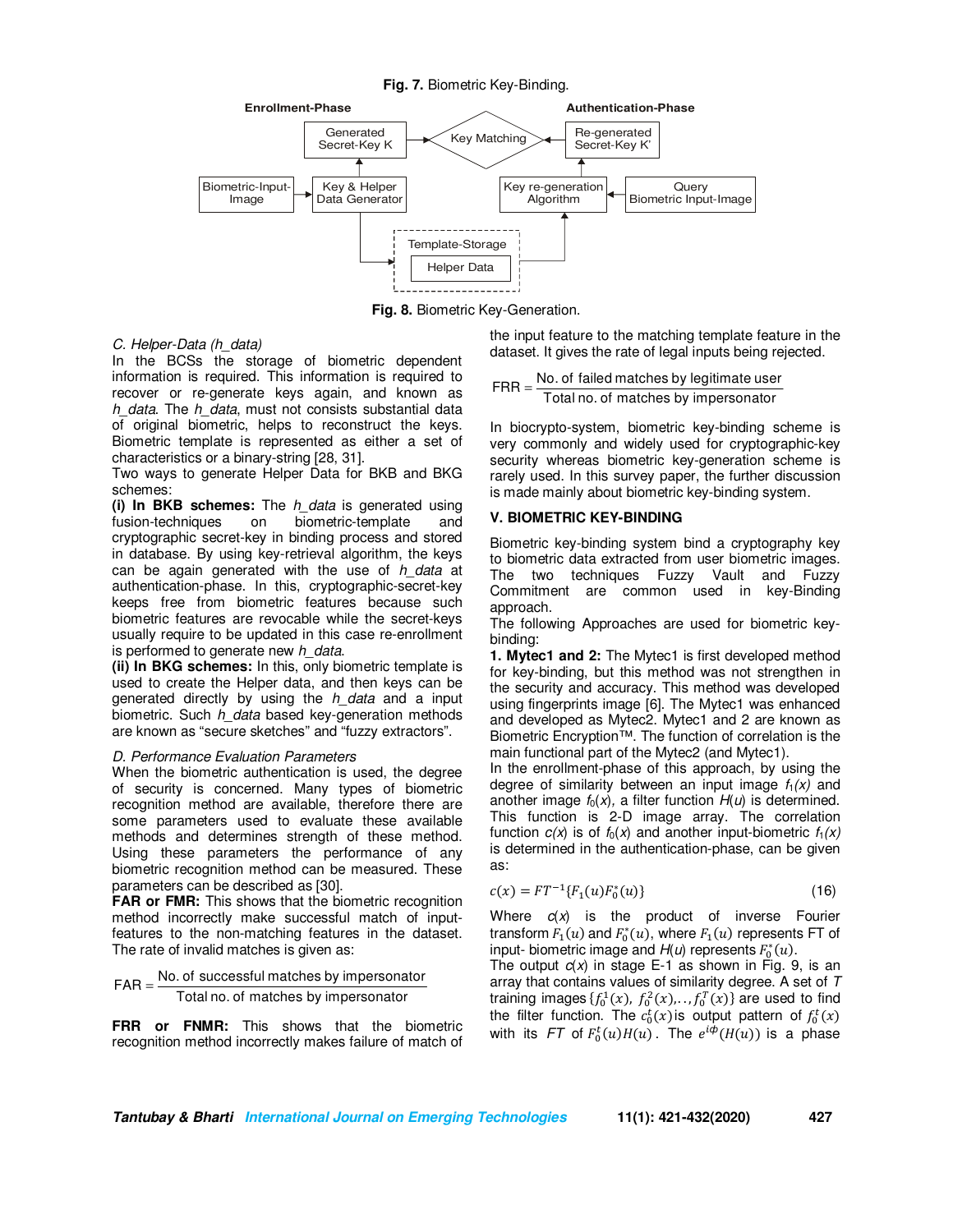Fig. 7. Biometric Key-Binding.

Enrollment-Phase

Authentication-Phase

Generated Secret-Key K

Key Matching

Re-generated Secret-Key K'

Biometric-Input-Image

Key & Helper Data Generator

Key re-generation Algorithm

Query Biometric Input-Image

Template-Storage

Helper Data

**Fig. 8.** Biometric Key-Generation.

### C. Helper-Data (h_data)

In the BCSs the storage of biometric dependent information is required. This information is required to recover or re-generate keys again, and known as *h_data*. The *h_data*, must not consists substantial data of original biometric, helps to reconstruct the keys. Biometric template is represented as either a set of characteristics or a binary-string [28, 31].

Two ways to generate Helper Data for BKB and BKG schemes:

**(i) In BKB schemes:** The *h_data* is generated using fusion-techniques on biometric-template and cryptographic secret-key in binding process and stored in database. By using key-retrieval algorithm, the keys can be again generated with the use of *h_data* at authentication-phase. In this, cryptographic-secret-key keeps free from biometric features because such biometric features are revocable while the secret-keys usually require to be updated in this case re-enrollment is performed to generate new *h_data*.

**(ii) In BKG schemes:** In this, only biometric template is used to create the Helper data, and then keys can be generated directly by using the *h_data* and a input biometric. Such *h_data* based key-generation methods are known as "secure sketches" and "fuzzy extractors".

### D. Performance Evaluation Parameters

When the biometric authentication is used, the degree of security is concerned. Many types of biometric recognition method are available, therefore there are some parameters used to evaluate these available methods and determines strength of these method. Using these parameters the performance of any biometric recognition method can be measured. These parameters can be described as [30].

**FAR or FMR:** This shows that the biometric recognition method incorrectly make successful match of input-features to the non-matching features in the dataset. The rate of invalid matches is given as:

$$\text{FAR} = \frac{\text{No. of successful matches by impersonator}}{\text{Total no. of matches by impersonator}}$$

**FRR or FNMR:** This shows that the biometric recognition method incorrectly makes failure of match of the input feature to the matching template feature in the dataset. It gives the rate of legal inputs being rejected.

$$\text{FRR} = \frac{\text{No. of failed matches by legitimate user}}{\text{Total no. of matches by impersonator}}$$

In biocrypto-system, biometric key-binding scheme is very commonly and widely used for cryptographic-key security whereas biometric key-generation scheme is rarely used. In this survey paper, the further discussion is made mainly about biometric key-binding system.

## V. BIOMETRIC KEY-BINDING

Biometric key-binding system bind a cryptography key to biometric data extracted from user biometric images. The two techniques Fuzzy Vault and Fuzzy Commitment are common used in key-Binding approach.

The following Approaches are used for biometric key-binding:

**1. Mytec1 and 2:** The Mytec1 is first developed method for key-binding, but this method was not strengthen in the security and accuracy. This method was developed using fingerprints image [6]. The Mytec1 was enhanced and developed as Mytec2. Mytec1 and 2 are known as Biometric Encryption™. The function of correlation is the main functional part of the Mytec2 (and Mytec1).

In the enrollment-phase of this approach, by using the degree of similarity between an input image $f_1(x)$ and another image $f_0(x)$, a filter function $H(u)$ is determined. This function is 2-D image array. The correlation function $c(x)$ is of $f_0(x)$ and another input-biometric $f_1(x)$ is determined in the authentication-phase, can be given as:

$$c(x) = FT^{-1}\{F_1(u)F_0^*(u)\} \tag{16}$$

Where $c(x)$ is the product of inverse Fourier transform $F_1(u)$ and $F_0^*(u)$, where $F_1(u)$ represents FT of input- biometric image and $H(u)$ represents $F_0^*(u)$.

The output $c(x)$ in stage E-1 as shown in Fig. 9, is an array that contains values of similarity degree. A set of $T$ training images $\{f_0^1(x),\ f_0^2(x),..,f_0^T(x)\}$ are used to find the filter function. The $c_0^t(x)$ is output pattern of $f_0^t(x)$ with its $FT$ of $F_0^t(u)H(u)$. The $e^{i\Phi}(H(u))$ is a phase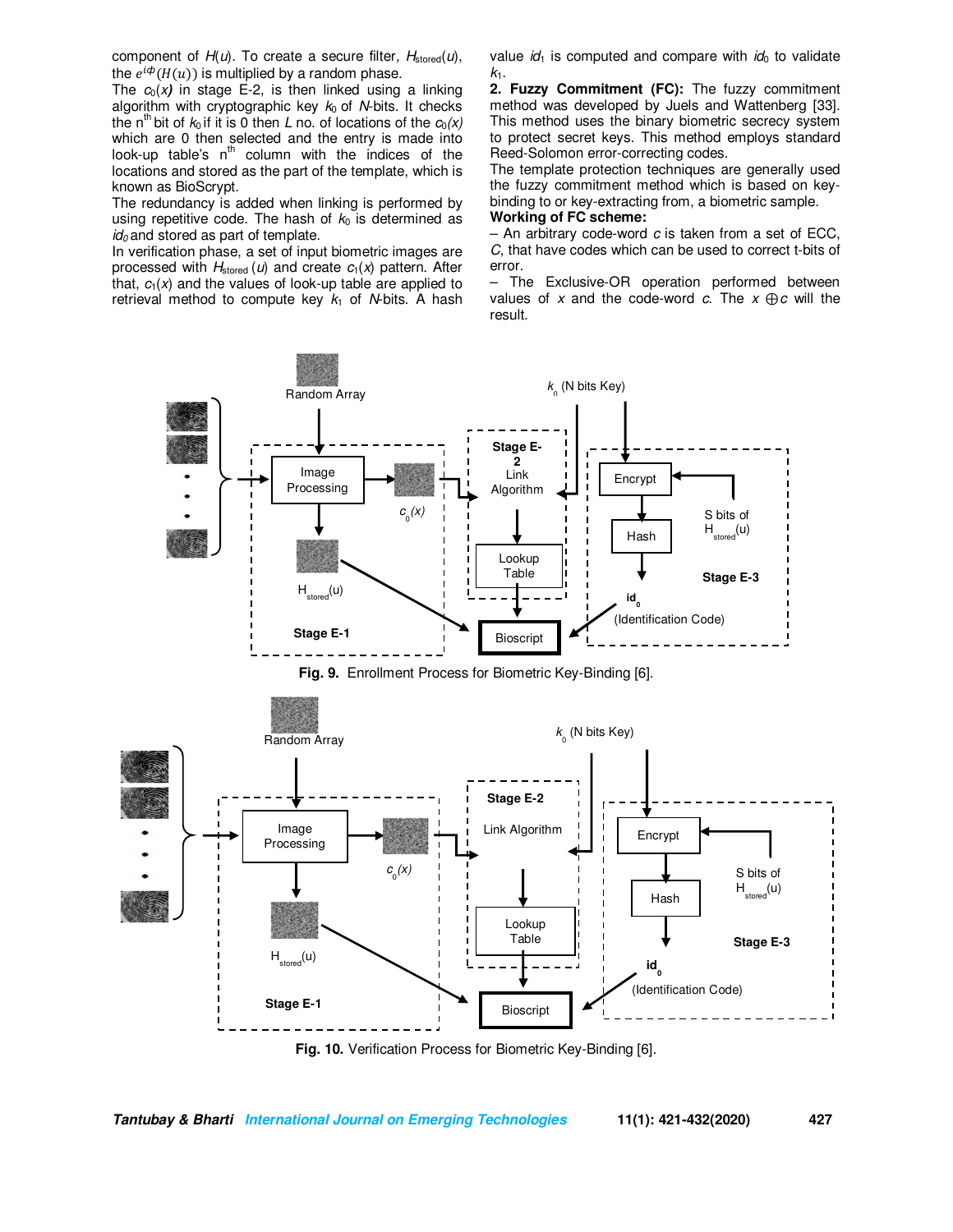component of $H(u)$. To create a secure filter, $H_{stored}(u)$, the $e^{i\phi}(H(u))$ is multiplied by a random phase.

The $c_0(x)$ in stage E-2, is then linked using a linking algorithm with cryptographic key $k_0$ of $N$-bits. It checks the n$^{th}$ bit of $k_0$ if it is 0 then $L$ no. of locations of the $c_0(x)$ which are 0 then selected and the entry is made into look-up table's n$^{th}$ column with the indices of the locations and stored as the part of the template, which is known as BioScrypt.

The redundancy is added when linking is performed by using repetitive code. The hash of $k_0$ is determined as $id_0$ and stored as part of template.

In verification phase, a set of input biometric images are processed with $H_{stored}(u)$ and create $c_1(x)$ pattern. After that, $c_1(x)$ and the values of look-up table are applied to retrieval method to compute key $k_1$ of $N$-bits. A hash value $id_1$ is computed and compare with $id_0$ to validate $k_1$.

**2. Fuzzy Commitment (FC):** The fuzzy commitment method was developed by Juels and Wattenberg [33]. This method uses the binary biometric secrecy system to protect secret keys. This method employs standard Reed-Solomon error-correcting codes.

The template protection techniques are generally used the fuzzy commitment method which is based on key-binding to or key-extracting from, a biometric sample.

**Working of FC scheme:**

– An arbitrary code-word $c$ is taken from a set of ECC, $C$, that have codes which can be used to correct t-bits of error.

– The Exclusive-OR operation performed between values of $x$ and the code-word $c$. The $x \oplus c$ will the result.

**Fig. 9.** Enrollment Process for Biometric Key-Binding [6].

**Fig. 10.** Verification Process for Biometric Key-Binding [6].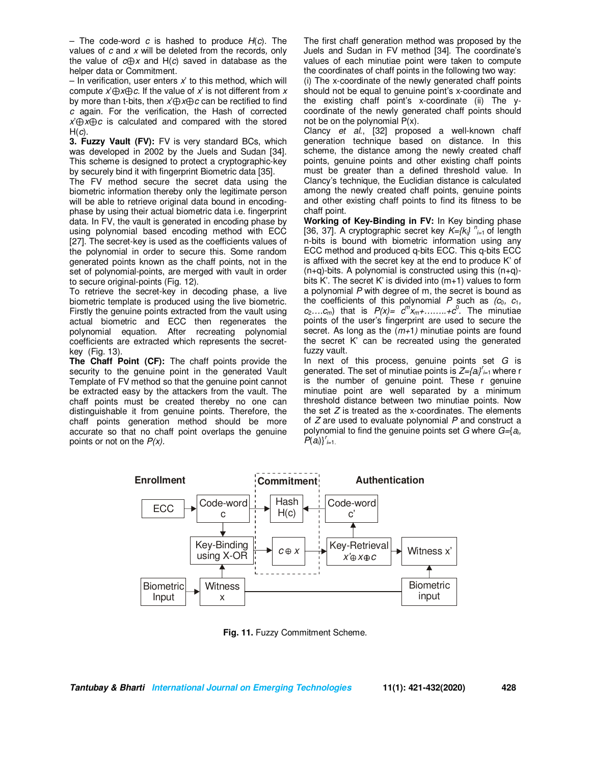– The code-word $c$ is hashed to produce $H(c)$. The values of $c$ and $x$ will be deleted from the records, only the value of $c \oplus x$ and H($c$) saved in database as the helper data or Commitment.

– In verification, user enters $x'$ to this method, which will compute $x' \oplus x \oplus c$. If the value of $x'$ is not different from $x$ by more than t-bits, then $x' \oplus x \oplus c$ can be rectified to find $c$ again. For the verification, the Hash of corrected $x' \oplus x \oplus c$ is calculated and compared with the stored H($c$).

**3. Fuzzy Vault (FV):** FV is very standard BCs, which was developed in 2002 by the Juels and Sudan [34]. This scheme is designed to protect a cryptographic-key by securely bind it with fingerprint Biometric data [35].

The FV method secure the secret data using the biometric information thereby only the legitimate person will be able to retrieve original data bound in encoding-phase by using their actual biometric data i.e. fingerprint data. In FV, the vault is generated in encoding phase by using polynomial based encoding method with ECC [27]. The secret-key is used as the coefficients values of the polynomial in order to secure this. Some random generated points known as the chaff points, not in the set of polynomial-points, are merged with vault in order to secure original-points (Fig. 12).

To retrieve the secret-key in decoding phase, a live biometric template is produced using the live biometric. Firstly the genuine points extracted from the vault using actual biometric and ECC then regenerates the polynomial equation. After recreating polynomial coefficients are extracted which represents the secret-key (Fig. 13).

**The Chaff Point (CF):** The chaff points provide the security to the genuine point in the generated Vault Template of FV method so that the genuine point cannot be extracted easy by the attackers from the vault. The chaff points must be created thereby no one can distinguishable it from genuine points. Therefore, the chaff points generation method should be more accurate so that no chaff point overlaps the genuine points or not on the $P(x)$.

The first chaff generation method was proposed by the Juels and Sudan in FV method [34]. The coordinate's values of each minutiae point were taken to compute the coordinates of chaff points in the following two way:

(i) The x-coordinate of the newly generated chaff points should not be equal to genuine point's x-coordinate and the existing chaff point's x-coordinate (ii) The y-coordinate of the newly generated chaff points should not be on the polynomial P(x).

Clancy *et al.*, [32] proposed a well-known chaff generation technique based on distance. In this scheme, the distance among the newly created chaff points, genuine points and other existing chaff points must be greater than a defined threshold value. In Clancy's technique, the Euclidian distance is calculated among the newly created chaff points, genuine points and other existing chaff points to find its fitness to be chaff point.

**Working of Key-Binding in FV:** In Key binding phase [36, 37]. A cryptographic secret key $K=\{k_i\}_{i=1}^{n}$ of length n-bits is bound with biometric information using any ECC method and produced q-bits ECC. This q-bits ECC is affixed with the secret key at the end to produce K' of (n+q)-bits. A polynomial is constructed using this (n+q)-bits K'. The secret K' is divided into (m+1) values to form a polynomial $P$ with degree of m, the secret is bound as the coefficients of this polynomial $P$ such as $(c_0, c_1, c_2 \ldots . c_m)$ that is $P(x) = c^m x_m + \ldots \ldots . + c^0$. The minutiae points of the user's fingerprint are used to secure the secret. As long as the $(m+1)$ minutiae points are found the secret K' can be recreated using the generated fuzzy vault.

In next of this process, genuine points set $G$ is generated. The set of minutiae points is $Z=\{a_i\}_{i=1}^{r}$ where r is the number of genuine point. These r genuine minutiae point are well separated by a minimum threshold distance between two minutiae points. Now the set $Z$ is treated as the x-coordinates. The elements of $Z$ are used to evaluate polynomial $P$ and construct a polynomial to find the genuine points set $G$ where $G=\{a_i, P(a_i)\}_{i=1}^{r}$.

| Enrollment | | Commitment | Authentication | |
|---|---|---|---|---|
| ECC | Code-word c | Hash H(c) | Code-word c' | |
| | Key-Binding using X-OR | $c \oplus x$ | Key-Retrieval $x' \oplus x \oplus c$ | Witness x' |
| Biometric Input | Witness x | | | Biometric input |

**Fig. 11.** Fuzzy Commitment Scheme.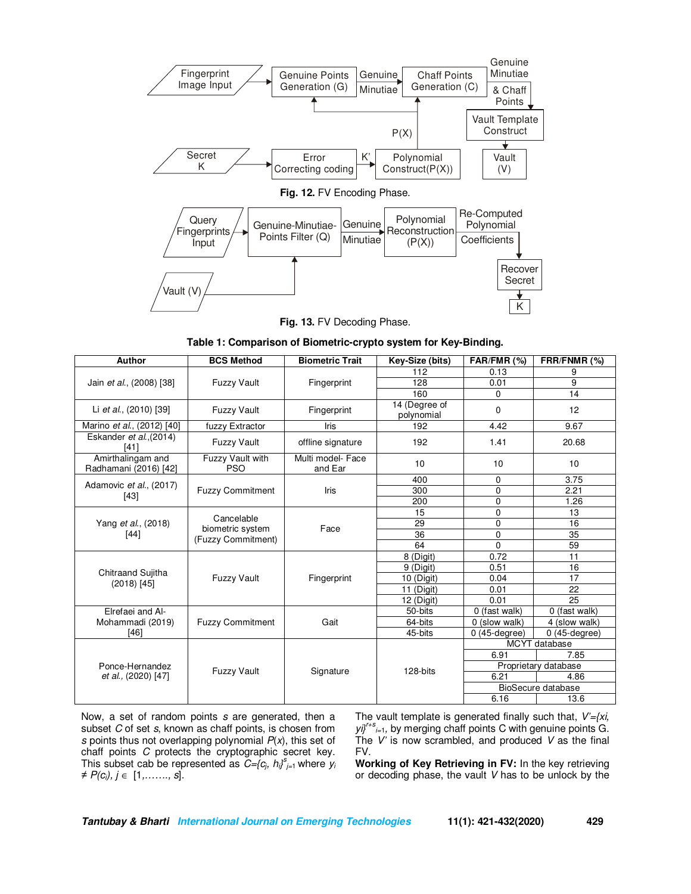Fig. 12. FV Encoding Phase.

Fig. 13. FV Decoding Phase.

**Table 1: Comparison of Biometric-crypto system for Key-Binding.**

| Author | BCS Method | Biometric Trait | Key-Size (bits) | FAR/FMR (%) | FRR/FNMR (%) |
|---|---|---|---|---|---|
| Jain *et al*., (2008) [38] | Fuzzy Vault | Fingerprint | 112 | 0.13 | 9 |
| | | | 128 | 0.01 | 9 |
| | | | 160 | 0 | 14 |
| Li *et al*., (2010) [39] | Fuzzy Vault | Fingerprint | 14 (Degree of polynomial | 0 | 12 |
| Marino *et al*., (2012) [40] | fuzzy Extractor | Iris | 192 | 4.42 | 9.67 |
| Eskander *et al*.,(2014) [41] | Fuzzy Vault | offline signature | 192 | 1.41 | 20.68 |
| Amirthalingam and Radhamani (2016) [42] | Fuzzy Vault with PSO | Multi model- Face and Ear | 10 | 10 | 10 |
| Adamovic *et al*., (2017) [43] | Fuzzy Commitment | Iris | 400 | 0 | 3.75 |
| | | | 300 | 0 | 2.21 |
| | | | 200 | 0 | 1.26 |
| Yang *et al*., (2018) [44] | Cancelable biometric system (Fuzzy Commitment) | Face | 15 | 0 | 13 |
| | | | 29 | 0 | 16 |
| | | | 36 | 0 | 35 |
| | | | 64 | 0 | 59 |
| Chitraand Sujitha (2018) [45] | Fuzzy Vault | Fingerprint | 8 (Digit) | 0.72 | 11 |
| | | | 9 (Digit) | 0.51 | 16 |
| | | | 10 (Digit) | 0.04 | 17 |
| | | | 11 (Digit) | 0.01 | 22 |
| | | | 12 (Digit) | 0.01 | 25 |
| Elrefaei and Al-Mohammadi (2019) [46] | Fuzzy Commitment | Gait | 50-bits | 0 (fast walk) | 0 (fast walk) |
| | | | 64-bits | 0 (slow walk) | 4 (slow walk) |
| | | | 45-bits | 0 (45-degree) | 0 (45-degree) |
| Ponce-Hernandez *et al*., (2020) [47] | Fuzzy Vault | Signature | 128-bits | MCYT database | |
| | | | | 6.91 | 7.85 |
| | | | | Proprietary database | |
| | | | | 6.21 | 4.86 |
| | | | | BioSecure database | |
| | | | | 6.16 | 13.6 |

Now, a set of random points *s* are generated, then a subset *C* of set *s*, known as chaff points, is chosen from *s* points thus not overlapping polynomial $P(x)$, this set of chaff points *C* protects the cryptographic secret key. This subset cab be represented as $C=\{c_j, h_j\}^{s}_{j=1}$ where $y_i \neq P(c_i)$, $j \in [1,\ldots\ldots, s]$.

The vault template is generated finally such that, $V'=\{xi, yi\}^{r+s}_{i=1}$, by merging chaff points C with genuine points G. The $V'$ is now scrambled, and produced *V* as the final FV.

**Working of Key Retrieving in FV:** In the key retrieving or decoding phase, the vault *V* has to be unlock by the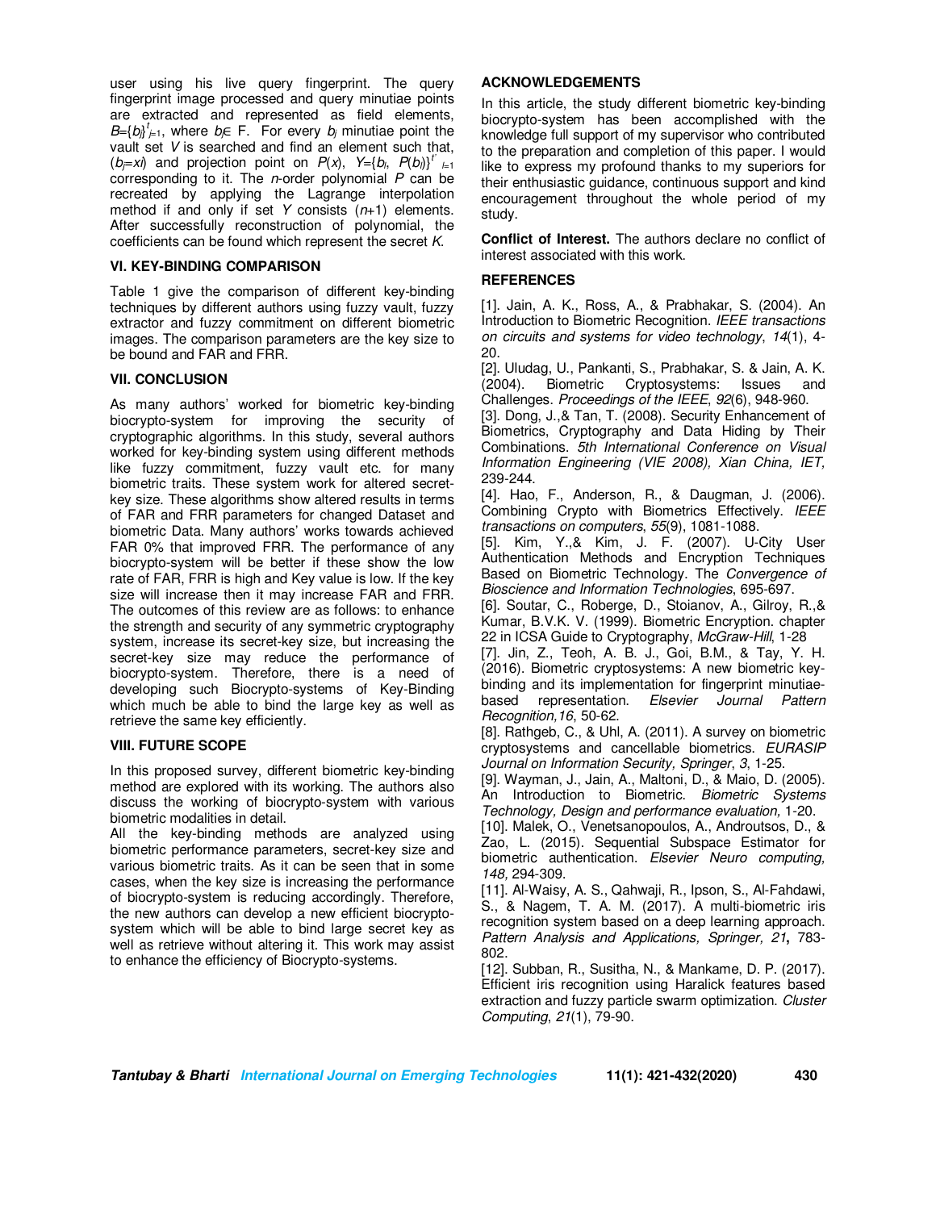user using his live query fingerprint. The query fingerprint image processed and query minutiae points are extracted and represented as field elements, $B=\{b_j\}^{t}_{j=1}$, where $b_j \in$ F. For every $b_j$ minutiae point the vault set $V$ is searched and find an element such that, ($b_j=xi$) and projection point on $P(x)$, $Y=\{b_i, P(b_i)\}^{t'}_{i=1}$ corresponding to it. The $n$-order polynomial $P$ can be recreated by applying the Lagrange interpolation method if and only if set $Y$ consists ($n$+1) elements. After successfully reconstruction of polynomial, the coefficients can be found which represent the secret $K$.

## VI. KEY-BINDING COMPARISON

Table 1 give the comparison of different key-binding techniques by different authors using fuzzy vault, fuzzy extractor and fuzzy commitment on different biometric images. The comparison parameters are the key size to be bound and FAR and FRR.

## VII. CONCLUSION

As many authors' worked for biometric key-binding biocrypto-system for improving the security of cryptographic algorithms. In this study, several authors worked for key-binding system using different methods like fuzzy commitment, fuzzy vault etc. for many biometric traits. These system work for altered secret-key size. These algorithms show altered results in terms of FAR and FRR parameters for changed Dataset and biometric Data. Many authors' works towards achieved FAR 0% that improved FRR. The performance of any biocrypto-system will be better if these show the low rate of FAR, FRR is high and Key value is low. If the key size will increase then it may increase FAR and FRR. The outcomes of this review are as follows: to enhance the strength and security of any symmetric cryptography system, increase its secret-key size, but increasing the secret-key size may reduce the performance of biocrypto-system. Therefore, there is a need of developing such Biocrypto-systems of Key-Binding which much be able to bind the large key as well as retrieve the same key efficiently.

## VIII. FUTURE SCOPE

In this proposed survey, different biometric key-binding method are explored with its working. The authors also discuss the working of biocrypto-system with various biometric modalities in detail.

All the key-binding methods are analyzed using biometric performance parameters, secret-key size and various biometric traits. As it can be seen that in some cases, when the key size is increasing the performance of biocrypto-system is reducing accordingly. Therefore, the new authors can develop a new efficient biocrypto-system which will be able to bind large secret key as well as retrieve without altering it. This work may assist to enhance the efficiency of Biocrypto-systems.

## ACKNOWLEDGEMENTS

In this article, the study different biometric key-binding biocrypto-system has been accomplished with the knowledge full support of my supervisor who contributed to the preparation and completion of this paper. I would like to express my profound thanks to my superiors for their enthusiastic guidance, continuous support and kind encouragement throughout the whole period of my study.

**Conflict of Interest.** The authors declare no conflict of interest associated with this work.

## REFERENCES

[1]. Jain, A. K., Ross, A., & Prabhakar, S. (2004). An Introduction to Biometric Recognition. *IEEE transactions on circuits and systems for video technology*, *14*(1), 4-20.

[2]. Uludag, U., Pankanti, S., Prabhakar, S. & Jain, A. K. (2004). Biometric Cryptosystems: Issues and Challenges. *Proceedings of the IEEE*, *92*(6), 948-960.

[3]. Dong, J.,& Tan, T. (2008). Security Enhancement of Biometrics, Cryptography and Data Hiding by Their Combinations. *5th International Conference on Visual Information Engineering (VIE 2008), Xian China, IET,* 239-244.

[4]. Hao, F., Anderson, R., & Daugman, J. (2006). Combining Crypto with Biometrics Effectively. *IEEE transactions on computers*, *55*(9), 1081-1088.

[5]. Kim, Y.,& Kim, J. F. (2007). U-City User Authentication Methods and Encryption Techniques Based on Biometric Technology. The *Convergence of Bioscience and Information Technologies*, 695-697.

[6]. Soutar, C., Roberge, D., Stoianov, A., Gilroy, R.,& Kumar, B.V.K. V. (1999). Biometric Encryption. chapter 22 in ICSA Guide to Cryptography, *McGraw-Hill*, 1-28

[7]. Jin, Z., Teoh, A. B. J., Goi, B.M., & Tay, Y. H. (2016). Biometric cryptosystems: A new biometric key-binding and its implementation for fingerprint minutiae-based representation. *Elsevier Journal Pattern Recognition,16*, 50-62.

[8]. Rathgeb, C., & Uhl, A. (2011). A survey on biometric cryptosystems and cancellable biometrics. *EURASIP Journal on Information Security, Springer*, *3*, 1-25.

[9]. Wayman, J., Jain, A., Maltoni, D., & Maio, D. (2005). An Introduction to Biometric. *Biometric Systems Technology, Design and performance evaluation,* 1-20.

[10]. Malek, O., Venetsanopoulos, A., Androutsos, D., & Zao, L. (2015). Sequential Subspace Estimator for biometric authentication. *Elsevier Neuro computing, 148,* 294-309.

[11]. Al-Waisy, A. S., Qahwaji, R., Ipson, S., Al-Fahdawi, S., & Nagem, T. A. M. (2017). A multi-biometric iris recognition system based on a deep learning approach. *Pattern Analysis and Applications, Springer, 21***,** 783-802.

[12]. Subban, R., Susitha, N., & Mankame, D. P. (2017). Efficient iris recognition using Haralick features based extraction and fuzzy particle swarm optimization. *Cluster Computing*, *21*(1), 79-90.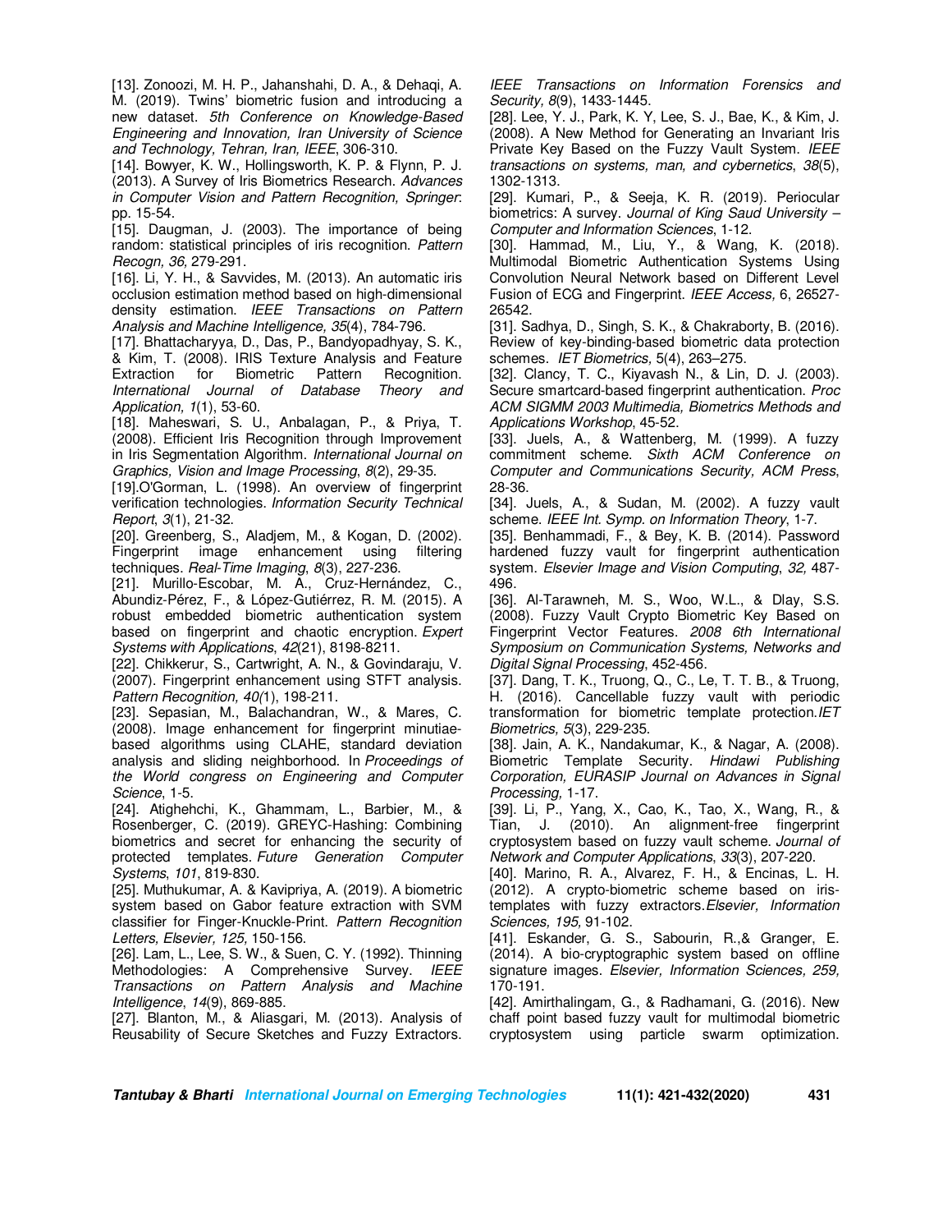[13]. Zonoozi, M. H. P., Jahanshahi, D. A., & Dehaqi, A. M. (2019). Twins' biometric fusion and introducing a new dataset. *5th Conference on Knowledge-Based Engineering and Innovation, Iran University of Science and Technology, Tehran, Iran, IEEE*, 306-310.

[14]. Bowyer, K. W., Hollingsworth, K. P. & Flynn, P. J. (2013). A Survey of Iris Biometrics Research. *Advances in Computer Vision and Pattern Recognition, Springer*: pp. 15-54.

[15]. Daugman, J. (2003). The importance of being random: statistical principles of iris recognition. *Pattern Recogn, 36,* 279-291.

[16]. Li, Y. H., & Savvides, M. (2013). An automatic iris occlusion estimation method based on high-dimensional density estimation. *IEEE Transactions on Pattern Analysis and Machine Intelligence, 35*(4), 784-796.

[17]. Bhattacharyya, D., Das, P., Bandyopadhyay, S. K., & Kim, T. (2008). IRIS Texture Analysis and Feature Extraction for Biometric Pattern Recognition. *International Journal of Database Theory and Application, 1*(1), 53-60.

[18]. Maheswari, S. U., Anbalagan, P., & Priya, T. (2008). Efficient Iris Recognition through Improvement in Iris Segmentation Algorithm. *International Journal on Graphics, Vision and Image Processing*, *8*(2), 29-35.

[19].O'Gorman, L. (1998). An overview of fingerprint verification technologies. *Information Security Technical Report*, *3*(1), 21-32.

[20]. Greenberg, S., Aladjem, M., & Kogan, D. (2002). Fingerprint image enhancement using filtering techniques. *Real-Time Imaging*, *8*(3), 227-236.

[21]. Murillo-Escobar, M. A., Cruz-Hernández, C., Abundiz-Pérez, F., & López-Gutiérrez, R. M. (2015). A robust embedded biometric authentication system based on fingerprint and chaotic encryption. *Expert Systems with Applications*, *42*(21), 8198-8211.

[22]. Chikkerur, S., Cartwright, A. N., & Govindaraju, V. (2007). Fingerprint enhancement using STFT analysis. *Pattern Recognition, 40(*1), 198-211.

[23]. Sepasian, M., Balachandran, W., & Mares, C. (2008). Image enhancement for fingerprint minutiae-based algorithms using CLAHE, standard deviation analysis and sliding neighborhood. In *Proceedings of the World congress on Engineering and Computer Science*, 1-5.

[24]. Atighehchi, K., Ghammam, L., Barbier, M., & Rosenberger, C. (2019). GREYC-Hashing: Combining biometrics and secret for enhancing the security of protected templates. *Future Generation Computer Systems*, *101*, 819-830.

[25]. Muthukumar, A. & Kavipriya, A. (2019). A biometric system based on Gabor feature extraction with SVM classifier for Finger-Knuckle-Print. *Pattern Recognition Letters, Elsevier, 125,* 150-156.

[26]. Lam, L., Lee, S. W., & Suen, C. Y. (1992). Thinning Methodologies: A Comprehensive Survey. *IEEE Transactions on Pattern Analysis and Machine Intelligence*, *14*(9), 869-885.

[27]. Blanton, M., & Aliasgari, M. (2013). Analysis of Reusability of Secure Sketches and Fuzzy Extractors. *IEEE Transactions on Information Forensics and Security, 8*(9), 1433-1445.

[28]. Lee, Y. J., Park, K. Y, Lee, S. J., Bae, K., & Kim, J. (2008). A New Method for Generating an Invariant Iris Private Key Based on the Fuzzy Vault System. *IEEE transactions on systems, man, and cybernetics*, *38*(5), 1302-1313.

[29]. Kumari, P., & Seeja, K. R. (2019). Periocular biometrics: A survey. *Journal of King Saud University – Computer and Information Sciences*, 1-12.

[30]. Hammad, M., Liu, Y., & Wang, K. (2018). Multimodal Biometric Authentication Systems Using Convolution Neural Network based on Different Level Fusion of ECG and Fingerprint. *IEEE Access,* 6, 26527-26542.

[31]. Sadhya, D., Singh, S. K., & Chakraborty, B. (2016). Review of key-binding-based biometric data protection schemes. *IET Biometrics,* 5(4), 263–275.

[32]. Clancy, T. C., Kiyavash N., & Lin, D. J. (2003). Secure smartcard-based fingerprint authentication. *Proc ACM SIGMM 2003 Multimedia, Biometrics Methods and Applications Workshop*, 45-52.

[33]. Juels, A., & Wattenberg, M. (1999). A fuzzy commitment scheme. *Sixth ACM Conference on Computer and Communications Security, ACM Press*, 28-36.

[34]. Juels, A., & Sudan, M. (2002). A fuzzy vault scheme. *IEEE Int. Symp. on Information Theory*, 1-7.

[35]. Benhammadi, F., & Bey, K. B. (2014). Password hardened fuzzy vault for fingerprint authentication system. *Elsevier Image and Vision Computing*, *32,* 487-496.

[36]. Al-Tarawneh, M. S., Woo, W.L., & Dlay, S.S. (2008). Fuzzy Vault Crypto Biometric Key Based on Fingerprint Vector Features. *2008 6th International Symposium on Communication Systems, Networks and Digital Signal Processing*, 452-456.

[37]. Dang, T. K., Truong, Q., C., Le, T. T. B., & Truong, H. (2016). Cancellable fuzzy vault with periodic transformation for biometric template protection.*IET Biometrics, 5*(3), 229-235.

[38]. Jain, A. K., Nandakumar, K., & Nagar, A. (2008). Biometric Template Security. *Hindawi Publishing Corporation, EURASIP Journal on Advances in Signal Processing,* 1-17.

[39]. Li, P., Yang, X., Cao, K., Tao, X., Wang, R., & Tian, J. (2010). An alignment-free fingerprint cryptosystem based on fuzzy vault scheme. *Journal of Network and Computer Applications*, *33*(3), 207-220.

[40]. Marino, R. A., Alvarez, F. H., & Encinas, L. H. (2012). A crypto-biometric scheme based on iris-templates with fuzzy extractors.*Elsevier, Information Sciences, 195,* 91-102.

[41]. Eskander, G. S., Sabourin, R.,& Granger, E. (2014). A bio-cryptographic system based on offline signature images. *Elsevier, Information Sciences, 259,* 170-191.

[42]. Amirthalingam, G., & Radhamani, G. (2016). New chaff point based fuzzy vault for multimodal biometric cryptosystem using particle swarm optimization.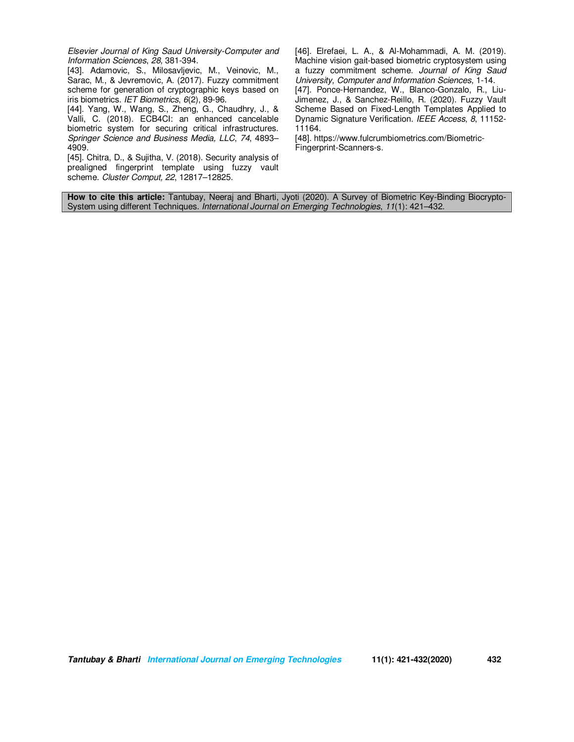*Elsevier Journal of King Saud University-Computer and Information Sciences*, *28,* 381-394.

[43]. Adamovic, S., Milosavljevic, M., Veinovic, M., Sarac, M., & Jevremovic, A. (2017). Fuzzy commitment scheme for generation of cryptographic keys based on iris biometrics. *IET Biometrics*, *6*(2), 89-96.

[44]. Yang, W., Wang, S., Zheng, G., Chaudhry, J., & Valli, C. (2018). ECB4CI: an enhanced cancelable biometric system for securing critical infrastructures. *Springer Science and Business Media, LLC*, *74*, 4893–4909.

[45]. Chitra, D., & Sujitha, V. (2018). Security analysis of prealigned fingerprint template using fuzzy vault scheme. *Cluster Comput, 22*, 12817–12825.

[46]. Elrefaei, L. A., & Al-Mohammadi, A. M. (2019). Machine vision gait-based biometric cryptosystem using a fuzzy commitment scheme. *Journal of King Saud University, Computer and Information Sciences*, 1-14.

[47]. Ponce-Hernandez, W., Blanco-Gonzalo, R., Liu-Jimenez, J., & Sanchez-Reillo, R. (2020). Fuzzy Vault Scheme Based on Fixed-Length Templates Applied to Dynamic Signature Verification. *IEEE Access*, *8*, 11152-11164.

[48]. https://www.fulcrumbiometrics.com/Biometric-Fingerprint-Scanners-s.

**How to cite this article:** Tantubay, Neeraj and Bharti, Jyoti (2020). A Survey of Biometric Key-Binding Biocrypto-System using different Techniques. *International Journal on Emerging Technologies*, *11*(1): 421–432.